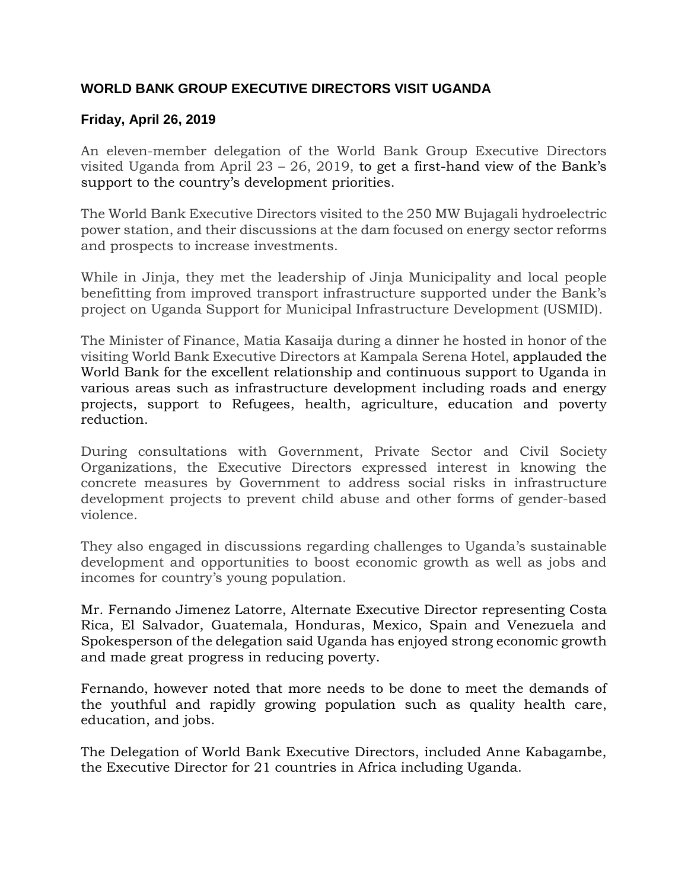## WORLD BANK GROUP EXECUTIVE DIRECTORS VISIT UGANDA

**Friday, April 26, 2019**

An eleven-member delegation of the World Bank Group Executive Directors visited Uganda from April 23 – 26, 2019, to get a first-hand view of the Bank's support to the country's development priorities.

The World Bank Executive Directors visited to the 250 MW Bujagali hydroelectric power station, and their discussions at the dam focused on energy sector reforms and prospects to increase investments.

While in Jinja, they met the leadership of Jinja Municipality and local people benefitting from improved transport infrastructure supported under the Bank's project on Uganda Support for Municipal Infrastructure Development (USMID).

The Minister of Finance, Matia Kasaija during a dinner he hosted in honor of the visiting World Bank Executive Directors at Kampala Serena Hotel, applauded the World Bank for the excellent relationship and continuous support to Uganda in various areas such as infrastructure development including roads and energy projects, support to Refugees, health, agriculture, education and poverty reduction.

During consultations with Government, Private Sector and Civil Society Organizations, the Executive Directors expressed interest in knowing the concrete measures by Government to address social risks in infrastructure development projects to prevent child abuse and other forms of gender-based violence.

They also engaged in discussions regarding challenges to Uganda's sustainable development and opportunities to boost economic growth as well as jobs and incomes for country's young population.

Mr. Fernando Jimenez Latorre, Alternate Executive Director representing Costa Rica, El Salvador, Guatemala, Honduras, Mexico, Spain and Venezuela and Spokesperson of the delegation said Uganda has enjoyed strong economic growth and made great progress in reducing poverty.

Fernando, however noted that more needs to be done to meet the demands of the youthful and rapidly growing population such as quality health care, education, and jobs.

The Delegation of World Bank Executive Directors, included Anne Kabagambe, the Executive Director for 21 countries in Africa including Uganda.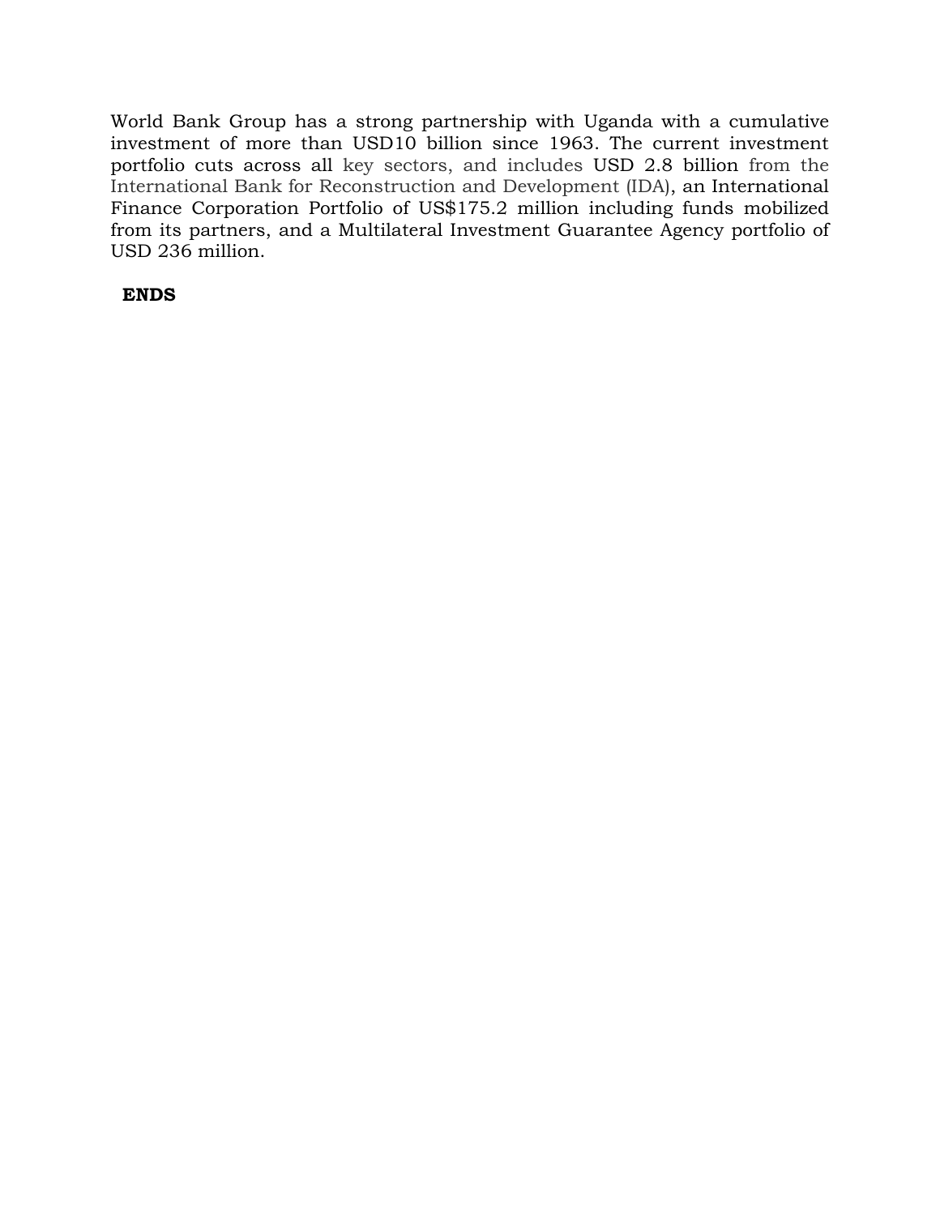World Bank Group has a strong partnership with Uganda with a cumulative investment of more than USD10 billion since 1963. The current investment portfolio cuts across all key sectors, and includes USD 2.8 billion from the International Bank for Reconstruction and Development (IDA), an International Finance Corporation Portfolio of US$175.2 million including funds mobilized from its partners, and a Multilateral Investment Guarantee Agency portfolio of USD 236 million.

**ENDS**